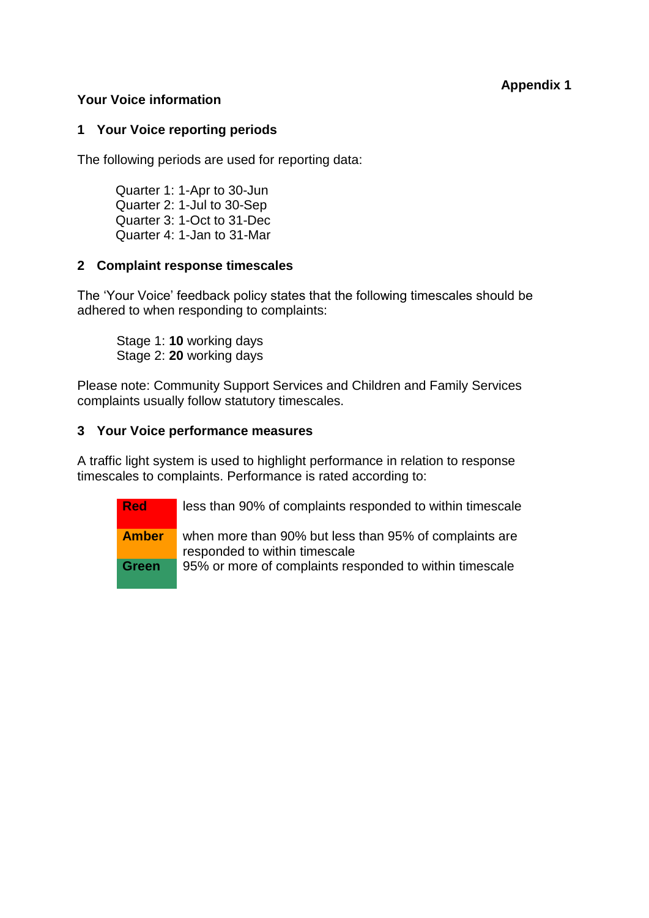**Appendix 1**

# Your Voice information

## 1 Your Voice reporting periods

The following periods are used for reporting data:

Quarter 1: 1-Apr to 30-Jun
Quarter 2: 1-Jul to 30-Sep
Quarter 3: 1-Oct to 31-Dec
Quarter 4: 1-Jan to 31-Mar

## 2 Complaint response timescales

The 'Your Voice' feedback policy states that the following timescales should be adhered to when responding to complaints:

Stage 1: **10** working days
Stage 2: **20** working days

Please note: Community Support Services and Children and Family Services complaints usually follow statutory timescales.

## 3 Your Voice performance measures

A traffic light system is used to highlight performance in relation to response timescales to complaints. Performance is rated according to:

| | |
|---|---|
| **Red** | less than 90% of complaints responded to within timescale |
| **Amber** | when more than 90% but less than 95% of complaints are responded to within timescale |
| **Green** | 95% or more of complaints responded to within timescale |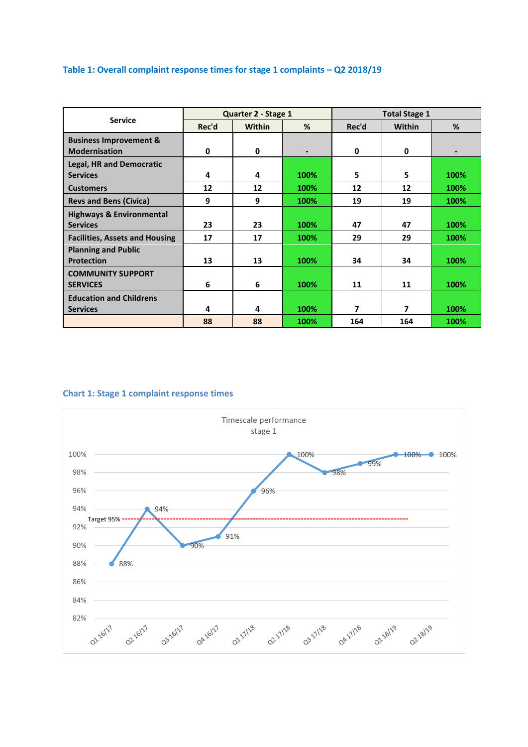### Table 1: Overall complaint response times for stage 1 complaints – Q2 2018/19

| Service | Quarter 2 - Stage 1 | | | Total Stage 1 | | |
|---|---|---|---|---|---|---|
| | Rec'd | Within | % | Rec'd | Within | % |
| **Business Improvement & Modernisation** | **0** | **0** | **-** | **0** | **0** | **-** |
| **Legal, HR and Democratic Services** | **4** | **4** | **100%** | **5** | **5** | **100%** |
| **Customers** | **12** | **12** | **100%** | **12** | **12** | **100%** |
| **Revs and Bens (Civica)** | **9** | **9** | **100%** | **19** | **19** | **100%** |
| **Highways & Environmental Services** | **23** | **23** | **100%** | **47** | **47** | **100%** |
| **Facilities, Assets and Housing** | **17** | **17** | **100%** | **29** | **29** | **100%** |
| **Planning and Public Protection** | **13** | **13** | **100%** | **34** | **34** | **100%** |
| **COMMUNITY SUPPORT SERVICES** | **6** | **6** | **100%** | **11** | **11** | **100%** |
| **Education and Childrens Services** | **4** | **4** | **100%** | **7** | **7** | **100%** |
| | **88** | **88** | **100%** | **164** | **164** | **100%** |

### Chart 1: Stage 1 complaint response times

Timescale performance stage 1

| Quarter | Q1 16/17 | Q2 16/17 | Q3 16/17 | Q4 16/17 | Q1 17/18 | Q2 17/18 | Q3 17/18 | Q4 17/18 | Q1 18/19 | Q2 18/19 |
|---|---|---|---|---|---|---|---|---|---|---|
| % | 88% | 94% | 90% | 91% | 96% | 100% | 98% | 99% | 100% | 100% |

Target 95%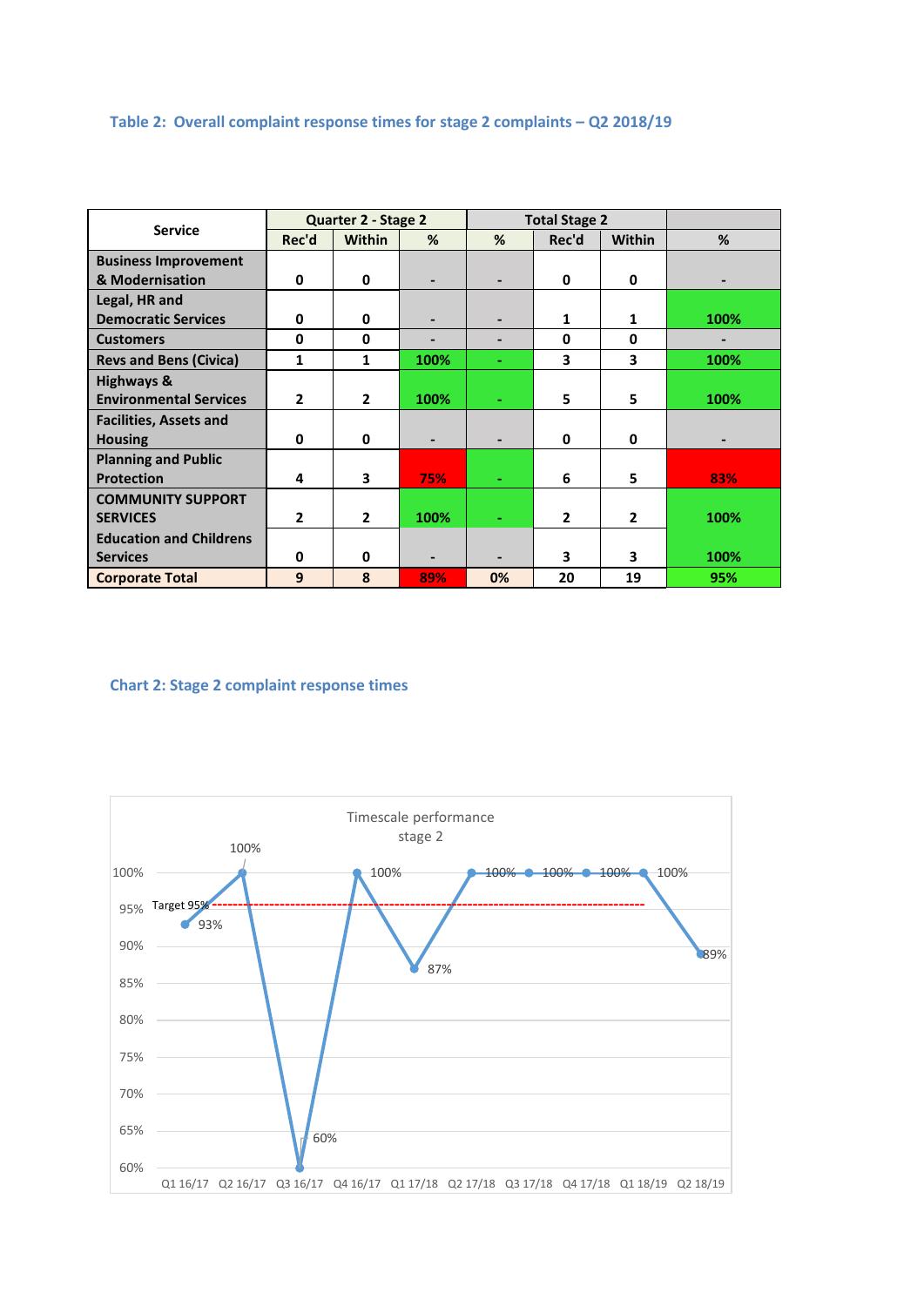### Table 2: Overall complaint response times for stage 2 complaints – Q2 2018/19

| Service | Quarter 2 - Stage 2 | | | | Total Stage 2 | | |
|---|---|---|---|---|---|---|---|
| | Rec'd | Within | % | % | Rec'd | Within | % |
| **Business Improvement & Modernisation** | 0 | 0 | - | - | 0 | 0 | - |
| **Legal, HR and Democratic Services** | 0 | 0 | - | - | 1 | 1 | 100% |
| **Customers** | 0 | 0 | - | - | 0 | 0 | - |
| **Revs and Bens (Civica)** | 1 | 1 | 100% | - | 3 | 3 | 100% |
| **Highways & Environmental Services** | 2 | 2 | 100% | - | 5 | 5 | 100% |
| **Facilities, Assets and Housing** | 0 | 0 | - | - | 0 | 0 | - |
| **Planning and Public Protection** | 4 | 3 | 75% | - | 6 | 5 | 83% |
| **COMMUNITY SUPPORT SERVICES** | 2 | 2 | 100% | - | 2 | 2 | 100% |
| **Education and Childrens Services** | 0 | 0 | - | - | 3 | 3 | 100% |
| **Corporate Total** | 9 | 8 | 89% | 0% | 20 | 19 | 95% |

### Chart 2: Stage 2 complaint response times

Timescale performance stage 2

| Quarter | Performance |
|---|---|
| Q1 16/17 | 93% |
| Q2 16/17 | 100% |
| Q3 16/17 | 60% |
| Q4 16/17 | 100% |
| Q1 17/18 | 87% |
| Q2 17/18 | 100% |
| Q3 17/18 | 100% |
| Q4 17/18 | 100% |
| Q1 18/19 | 100% |
| Q2 18/19 | 89% |

Target 95%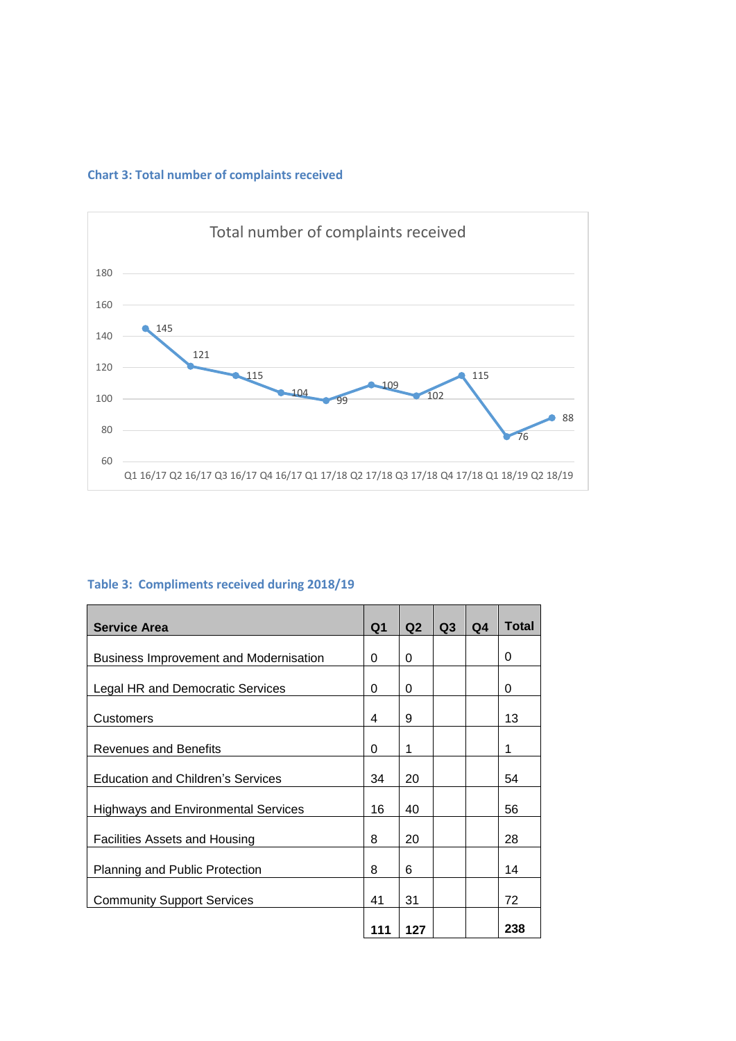**Chart 3: Total number of complaints received**

Total number of complaints received

| Quarter | Complaints |
|---|---|
| Q1 16/17 | 145 |
| Q2 16/17 | 121 |
| Q3 16/17 | 115 |
| Q4 16/17 | 104 |
| Q1 17/18 | 99 |
| Q2 17/18 | 109 |
| Q3 17/18 | 102 |
| Q4 17/18 | 115 |
| Q1 18/19 | 76 |
| Q2 18/19 | 88 |

**Table 3: Compliments received during 2018/19**

| Service Area | Q1 | Q2 | Q3 | Q4 | Total |
|---|---|---|---|---|---|
| Business Improvement and Modernisation | 0 | 0 | | | 0 |
| Legal HR and Democratic Services | 0 | 0 | | | 0 |
| Customers | 4 | 9 | | | 13 |
| Revenues and Benefits | 0 | 1 | | | 1 |
| Education and Children's Services | 34 | 20 | | | 54 |
| Highways and Environmental Services | 16 | 40 | | | 56 |
| Facilities Assets and Housing | 8 | 20 | | | 28 |
| Planning and Public Protection | 8 | 6 | | | 14 |
| Community Support Services | 41 | 31 | | | 72 |
| | **111** | **127** | | | **238** |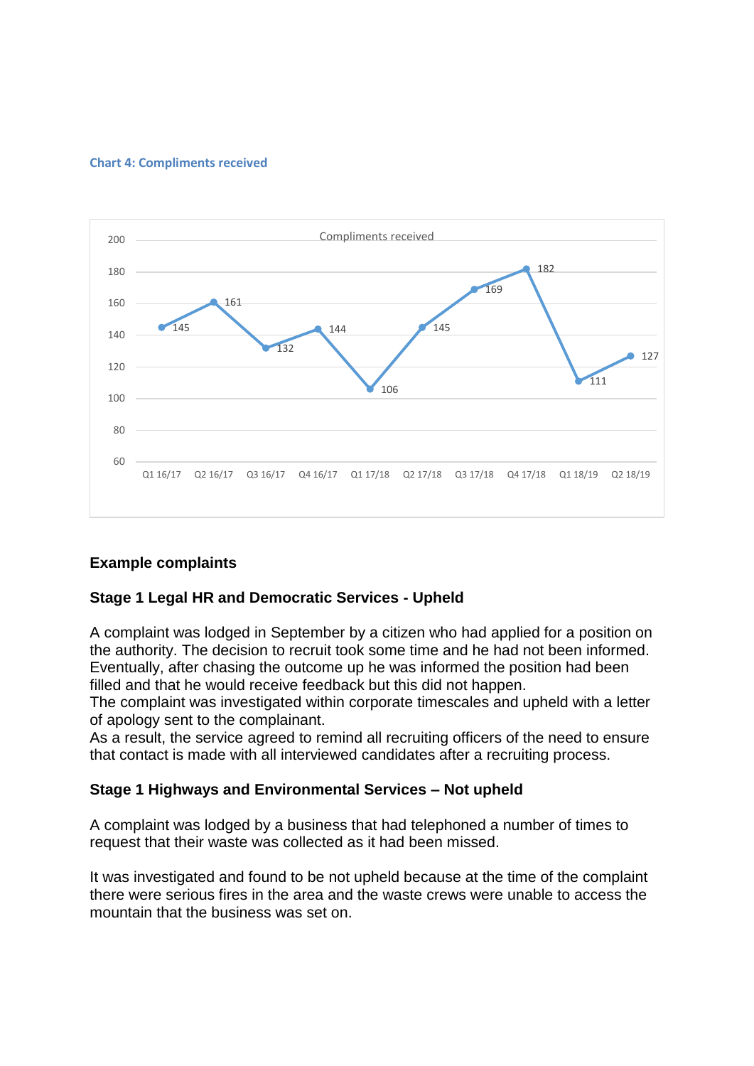**Chart 4: Compliments received**

Compliments received

200
180
160
140
120
100
80
60

145
161
132
144
106
145
169
182
111
127

Q1 16/17 Q2 16/17 Q3 16/17 Q4 16/17 Q1 17/18 Q2 17/18 Q3 17/18 Q4 17/18 Q1 18/19 Q2 18/19

## Example complaints

### Stage 1 Legal HR and Democratic Services - Upheld

A complaint was lodged in September by a citizen who had applied for a position on the authority. The decision to recruit took some time and he had not been informed. Eventually, after chasing the outcome up he was informed the position had been filled and that he would receive feedback but this did not happen.
The complaint was investigated within corporate timescales and upheld with a letter of apology sent to the complainant.
As a result, the service agreed to remind all recruiting officers of the need to ensure that contact is made with all interviewed candidates after a recruiting process.

### Stage 1 Highways and Environmental Services – Not upheld

A complaint was lodged by a business that had telephoned a number of times to request that their waste was collected as it had been missed.

It was investigated and found to be not upheld because at the time of the complaint there were serious fires in the area and the waste crews were unable to access the mountain that the business was set on.